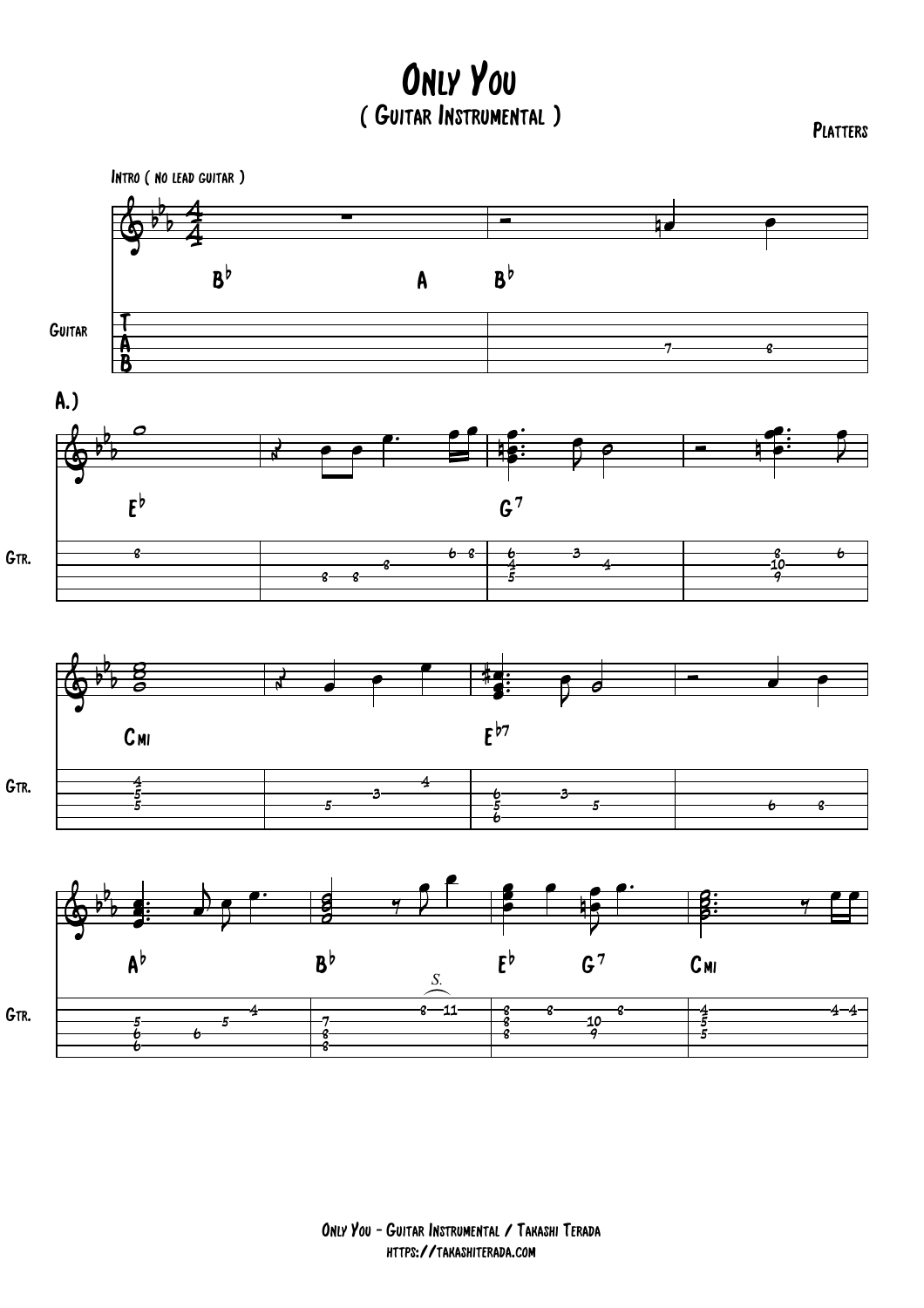# Only You

## ( Guitar Instrumental )

Platters

Intro ( no lead guitar )

A.)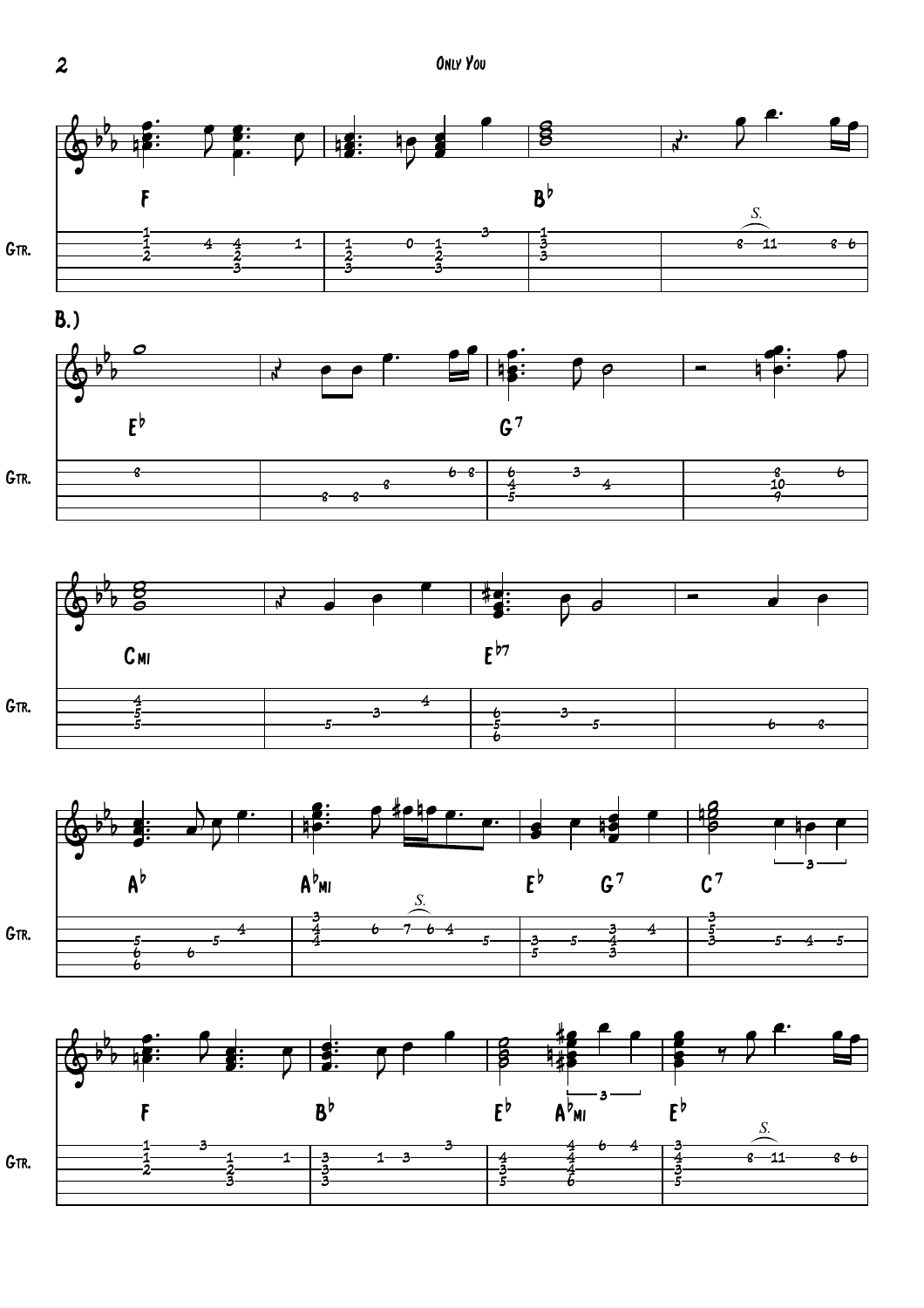F — B♭

**B.)**

E♭ — G7

Cmi — E♭7

A♭ — A♭mi — E♭ — G7 — C7

F — B♭ — E♭ — A♭mi — E♭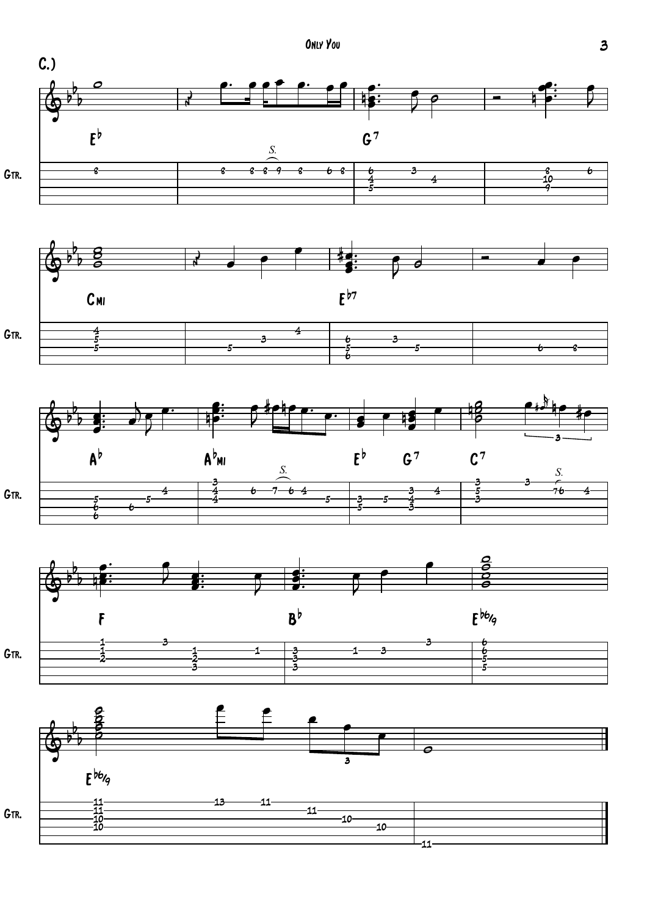C.)

E♭ G7

Cmi E♭7

A♭ A♭mi E♭ G7 C7

F B♭ E♭6/9

E♭6/9